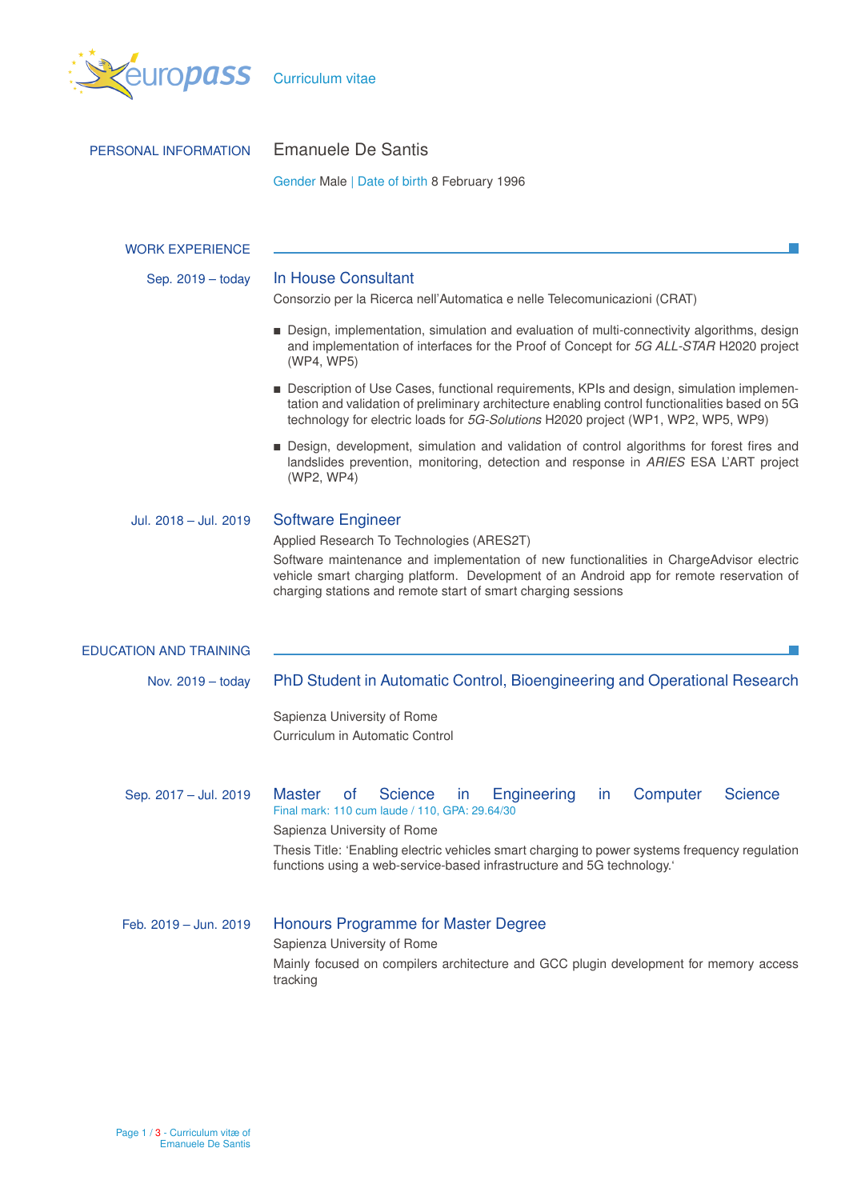europass Curriculum vitae

## PERSONAL INFORMATION

# Emanuele De Santis

Gender Male | Date of birth 8 February 1996

## WORK EXPERIENCE

**Sep. 2019 – today**

### In House Consultant

Consorzio per la Ricerca nell'Automatica e nelle Telecomunicazioni (CRAT)

- Design, implementation, simulation and evaluation of multi-connectivity algorithms, design and implementation of interfaces for the Proof of Concept for *5G ALL-STAR* H2020 project (WP4, WP5)
- Description of Use Cases, functional requirements, KPIs and design, simulation implementation and validation of preliminary architecture enabling control functionalities based on 5G technology for electric loads for *5G-Solutions* H2020 project (WP1, WP2, WP5, WP9)
- Design, development, simulation and validation of control algorithms for forest fires and landslides prevention, monitoring, detection and response in *ARIES* ESA L'ART project (WP2, WP4)

**Jul. 2018 – Jul. 2019**

### Software Engineer

Applied Research To Technologies (ARES2T)

Software maintenance and implementation of new functionalities in ChargeAdvisor electric vehicle smart charging platform. Development of an Android app for remote reservation of charging stations and remote start of smart charging sessions

## EDUCATION AND TRAINING

**Nov. 2019 – today**

### PhD Student in Automatic Control, Bioengineering and Operational Research

Sapienza University of Rome

Curriculum in Automatic Control

**Sep. 2017 – Jul. 2019**

### Master of Science in Engineering in Computer Science

Final mark: 110 cum laude / 110, GPA: 29.64/30

Sapienza University of Rome

Thesis Title: 'Enabling electric vehicles smart charging to power systems frequency regulation functions using a web-service-based infrastructure and 5G technology.'

**Feb. 2019 – Jun. 2019**

### Honours Programme for Master Degree

Sapienza University of Rome

Mainly focused on compilers architecture and GCC plugin development for memory access tracking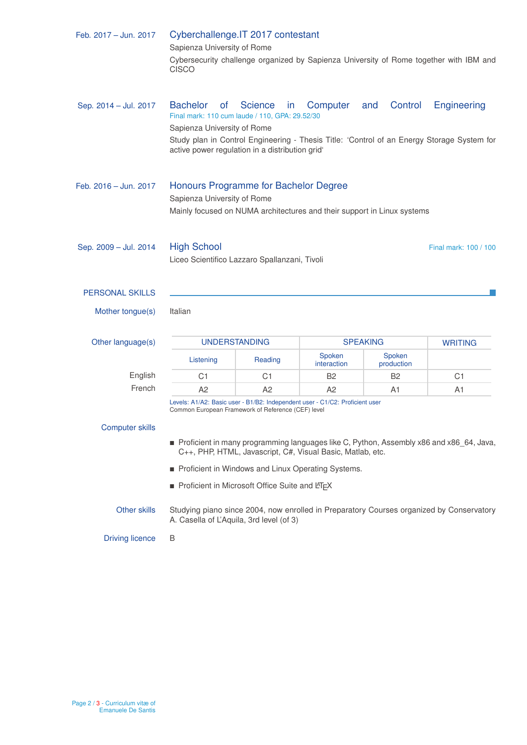**Feb. 2017 – Jun. 2017**

### Cyberchallenge.IT 2017 contestant

Sapienza University of Rome

Cybersecurity challenge organized by Sapienza University of Rome together with IBM and CISCO

**Sep. 2014 – Jul. 2017**

### Bachelor of Science in Computer and Control Engineering

Final mark: 110 cum laude / 110, GPA: 29.52/30

Sapienza University of Rome

Study plan in Control Engineering - Thesis Title: 'Control of an Energy Storage System for active power regulation in a distribution grid'

**Feb. 2016 – Jun. 2017**

### Honours Programme for Bachelor Degree

Sapienza University of Rome

Mainly focused on NUMA architectures and their support in Linux systems

**Sep. 2009 – Jul. 2014**

### High School

Final mark: 100 / 100

Liceo Scientifico Lazzaro Spallanzani, Tivoli

## PERSONAL SKILLS

**Mother tongue(s)**

Italian

**Other language(s)**

| | UNDERSTANDING | | SPEAKING | | WRITING |
|---|---|---|---|---|---|
| | Listening | Reading | Spoken interaction | Spoken production | |
| English | C1 | C1 | B2 | B2 | C1 |
| French | A2 | A2 | A2 | A1 | A1 |

Levels: A1/A2: Basic user - B1/B2: Independent user - C1/C2: Proficient user
Common European Framework of Reference (CEF) level

**Computer skills**

- Proficient in many programming languages like C, Python, Assembly x86 and x86_64, Java, C++, PHP, HTML, Javascript, C#, Visual Basic, Matlab, etc.
- Proficient in Windows and Linux Operating Systems.
- Proficient in Microsoft Office Suite and LaTeX

**Other skills**

Studying piano since 2004, now enrolled in Preparatory Courses organized by Conservatory A. Casella of L'Aquila, 3rd level (of 3)

**Driving licence**

B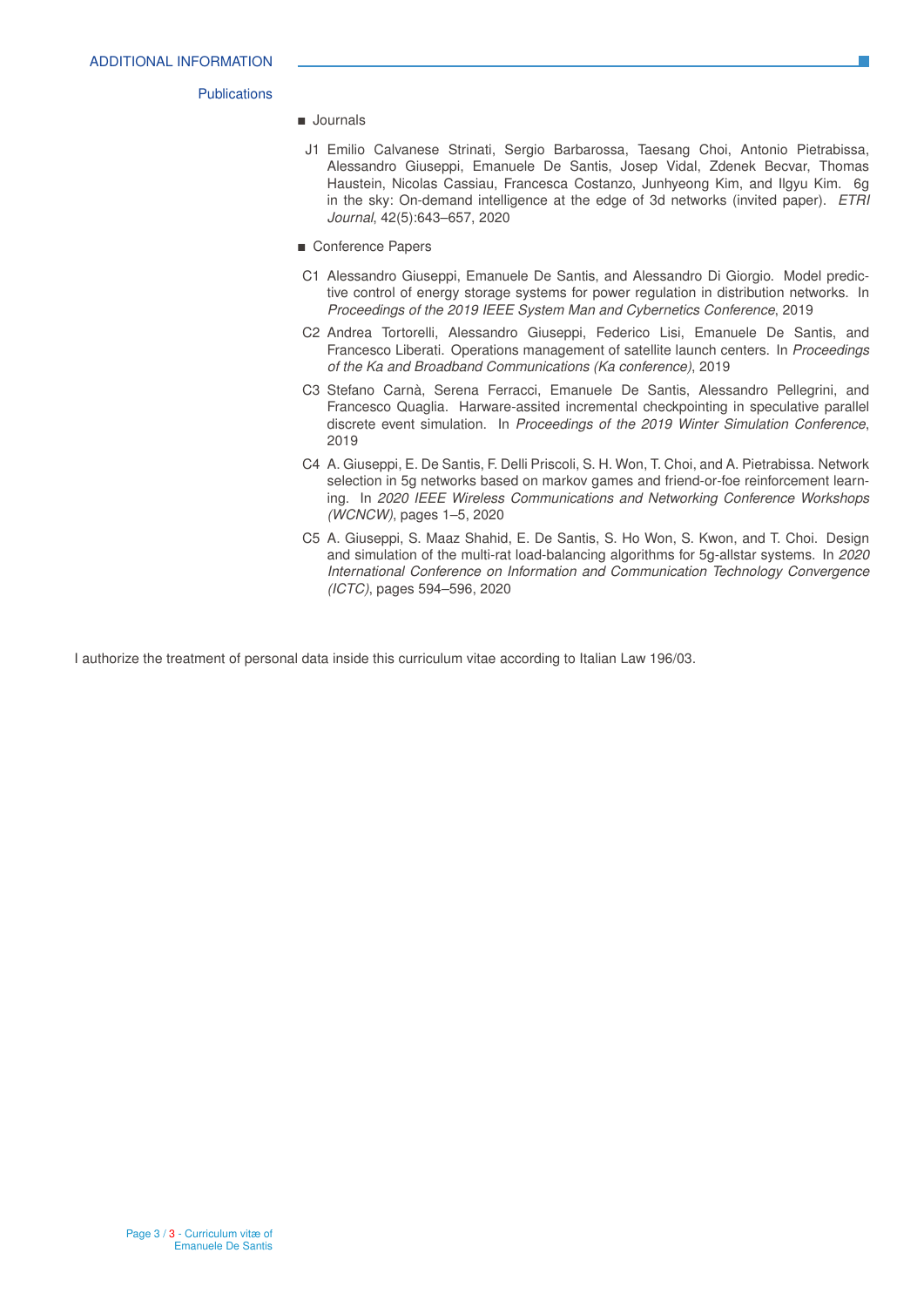## ADDITIONAL INFORMATION

### Publications

- Journals

J1 Emilio Calvanese Strinati, Sergio Barbarossa, Taesang Choi, Antonio Pietrabissa, Alessandro Giuseppi, Emanuele De Santis, Josep Vidal, Zdenek Becvar, Thomas Haustein, Nicolas Cassiau, Francesca Costanzo, Junhyeong Kim, and Ilgyu Kim. 6g in the sky: On-demand intelligence at the edge of 3d networks (invited paper). *ETRI Journal*, 42(5):643–657, 2020

- Conference Papers

C1 Alessandro Giuseppi, Emanuele De Santis, and Alessandro Di Giorgio. Model predictive control of energy storage systems for power regulation in distribution networks. In *Proceedings of the 2019 IEEE System Man and Cybernetics Conference*, 2019

C2 Andrea Tortorelli, Alessandro Giuseppi, Federico Lisi, Emanuele De Santis, and Francesco Liberati. Operations management of satellite launch centers. In *Proceedings of the Ka and Broadband Communications (Ka conference)*, 2019

C3 Stefano Carnà, Serena Ferracci, Emanuele De Santis, Alessandro Pellegrini, and Francesco Quaglia. Harware-assited incremental checkpointing in speculative parallel discrete event simulation. In *Proceedings of the 2019 Winter Simulation Conference*, 2019

C4 A. Giuseppi, E. De Santis, F. Delli Priscoli, S. H. Won, T. Choi, and A. Pietrabissa. Network selection in 5g networks based on markov games and friend-or-foe reinforcement learning. In *2020 IEEE Wireless Communications and Networking Conference Workshops (WCNCW)*, pages 1–5, 2020

C5 A. Giuseppi, S. Maaz Shahid, E. De Santis, S. Ho Won, S. Kwon, and T. Choi. Design and simulation of the multi-rat load-balancing algorithms for 5g-allstar systems. In *2020 International Conference on Information and Communication Technology Convergence (ICTC)*, pages 594–596, 2020

I authorize the treatment of personal data inside this curriculum vitae according to Italian Law 196/03.